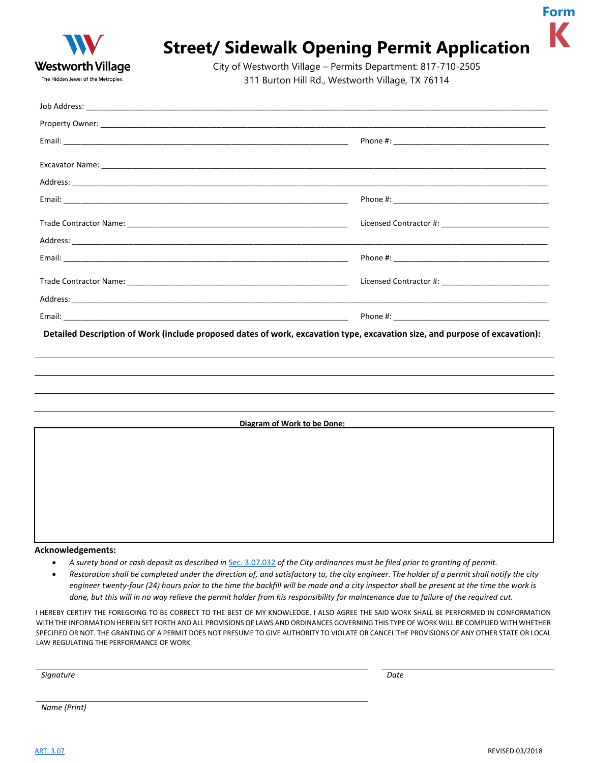Form K

# Street/ Sidewalk Opening Permit Application

City of Westworth Village – Permits Department: 817-710-2505
311 Burton Hill Rd., Westworth Village, TX 76114

Westworth Village
The Hidden Jewel of the Metroplex.

Job Address: ______________________________________________

Property Owner: ______________________________________________

Email: ______________________________ Phone #: ______________________

Excavator Name: ______________________________________________

Address: ______________________________________________

Email: ______________________________ Phone #: ______________________

Trade Contractor Name: ______________________________ Licensed Contractor #: ______________________

Address: ______________________________________________

Email: ______________________________ Phone #: ______________________

Trade Contractor Name: ______________________________ Licensed Contractor #: ______________________

Address: ______________________________________________

Email: ______________________________ Phone #: ______________________

**Detailed Description of Work (include proposed dates of work, excavation type, excavation size, and purpose of excavation):**

______________________________________________

______________________________________________

______________________________________________

______________________________________________

**Diagram of Work to be Done:**

**Acknowledgements:**

- *A surety bond or cash deposit as described in Sec. 3.07.032 of the City ordinances must be filed prior to granting of permit.*
- *Restoration shall be completed under the direction of, and satisfactory to, the city engineer. The holder of a permit shall notify the city engineer twenty-four (24) hours prior to the time the backfill will be made and a city inspector shall be present at the time the work is done, but this will in no way relieve the permit holder from his responsibility for maintenance due to failure of the required cut.*

I HEREBY CERTIFY THE FOREGOING TO BE CORRECT TO THE BEST OF MY KNOWLEDGE. I ALSO AGREE THE SAID WORK SHALL BE PERFORMED IN CONFORMATION WITH THE INFORMATION HEREIN SET FORTH AND ALL PROVISIONS OF LAWS AND ORDINANCES GOVERNING THIS TYPE OF WORK WILL BE COMPLIED WITH WHETHER SPECIFIED OR NOT. THE GRANTING OF A PERMIT DOES NOT PRESUME TO GIVE AUTHORITY TO VIOLATE OR CANCEL THE PROVISIONS OF ANY OTHER STATE OR LOCAL LAW REGULATING THE PERFORMANCE OF WORK.

______________________________ ______________________
*Signature* *Date*

______________________________
*Name (Print)*

ART. 3.07 REVISED 03/2018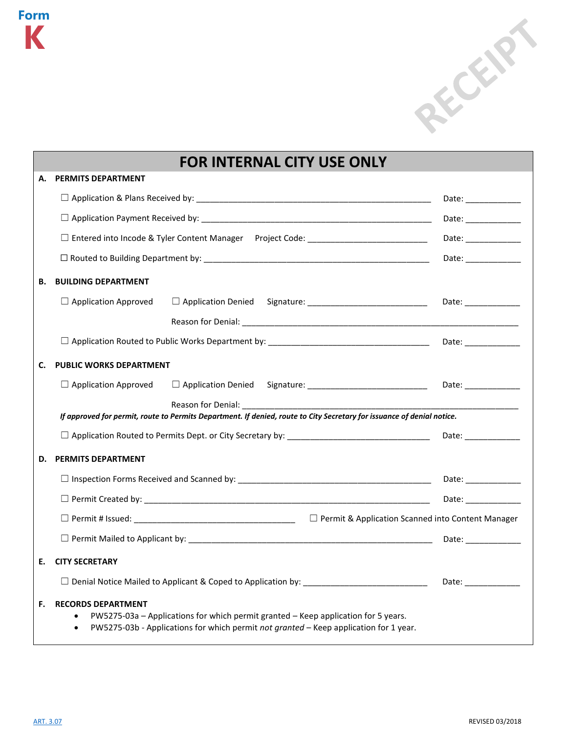Form
**K**

RECEIPT

# FOR INTERNAL CITY USE ONLY

## A. PERMITS DEPARTMENT

☐ Application & Plans Received by: ____________________________________________ Date: ___________

☐ Application Payment Received by: ____________________________________________ Date: ___________

☐ Entered into Incode & Tyler Content Manager Project Code: _______________________ Date: ___________

☐ Routed to Building Department by: ____________________________________________ Date: ___________

## B. BUILDING DEPARTMENT

☐ Application Approved ☐ Application Denied Signature: _______________________ Date: ___________

Reason for Denial: ________________________________________________________

☐ Application Routed to Public Works Department by: ______________________________ Date: ___________

## C. PUBLIC WORKS DEPARTMENT

☐ Application Approved ☐ Application Denied Signature: _______________________ Date: ___________

Reason for Denial: ________________________________________________________

***If approved for permit, route to Permits Department. If denied, route to City Secretary for issuance of denial notice.***

☐ Application Routed to Permits Dept. or City Secretary by: ___________________________ Date: ___________

## D. PERMITS DEPARTMENT

☐ Inspection Forms Received and Scanned by: _____________________________________ Date: ___________

☐ Permit Created by: ______________________________________________________ Date: ___________

☐ Permit # Issued: _______________________________ ☐ Permit & Application Scanned into Content Manager

☐ Permit Mailed to Applicant by: ________________________________________________ Date: ___________

## E. CITY SECRETARY

☐ Denial Notice Mailed to Applicant & Coped to Application by: _______________________ Date: ___________

## F. RECORDS DEPARTMENT

- PW5275-03a – Applications for which permit granted – Keep application for 5 years.
- PW5275-03b - Applications for which permit *not granted* – Keep application for 1 year.

ART. 3.07

REVISED 03/2018